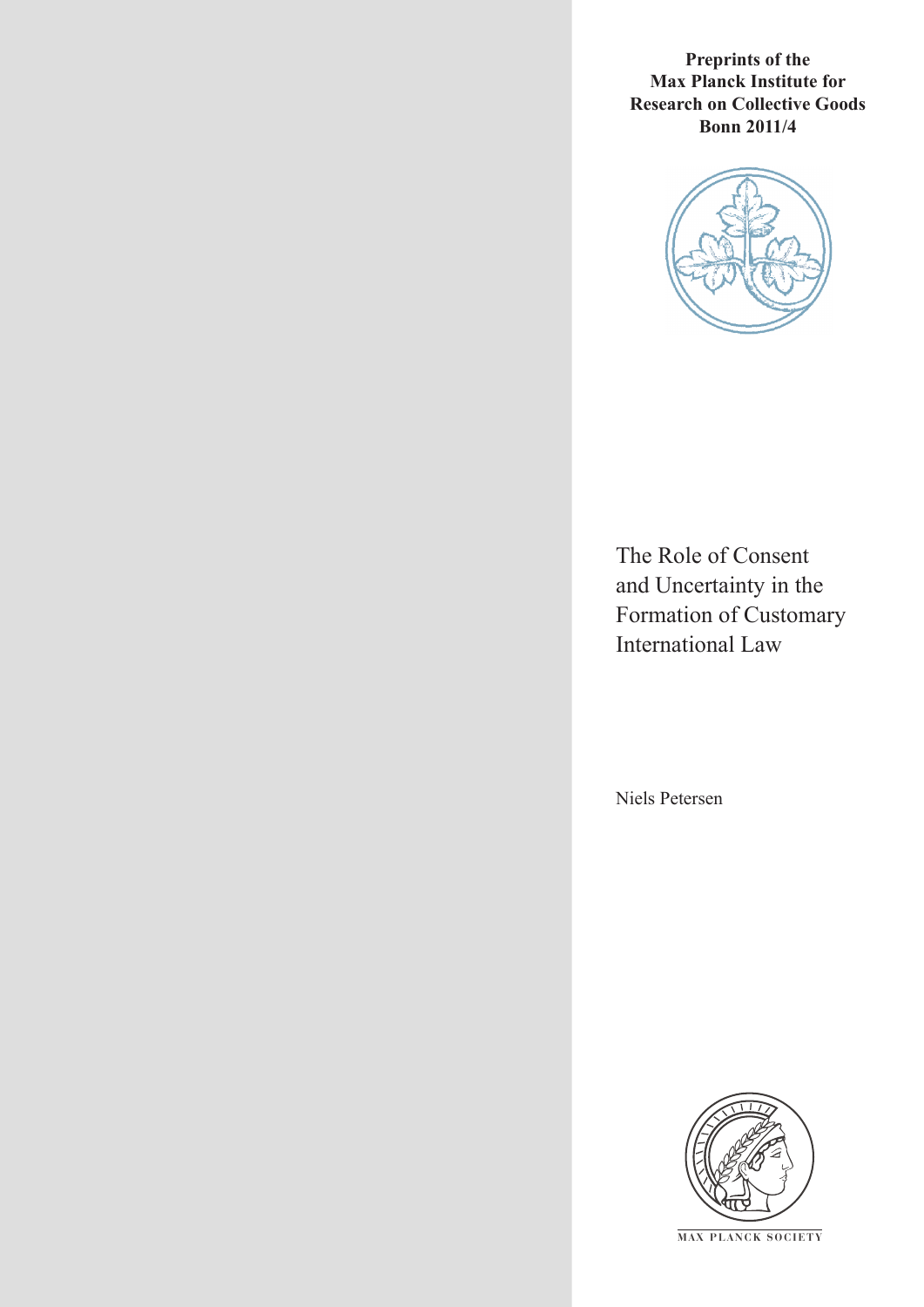**Preprints of the Max Planck Institute for Research on Collective Goods Bonn 2011/4**

# The Role of Consent and Uncertainty in the Formation of Customary International Law

Niels Petersen

MAX PLANCK SOCIETY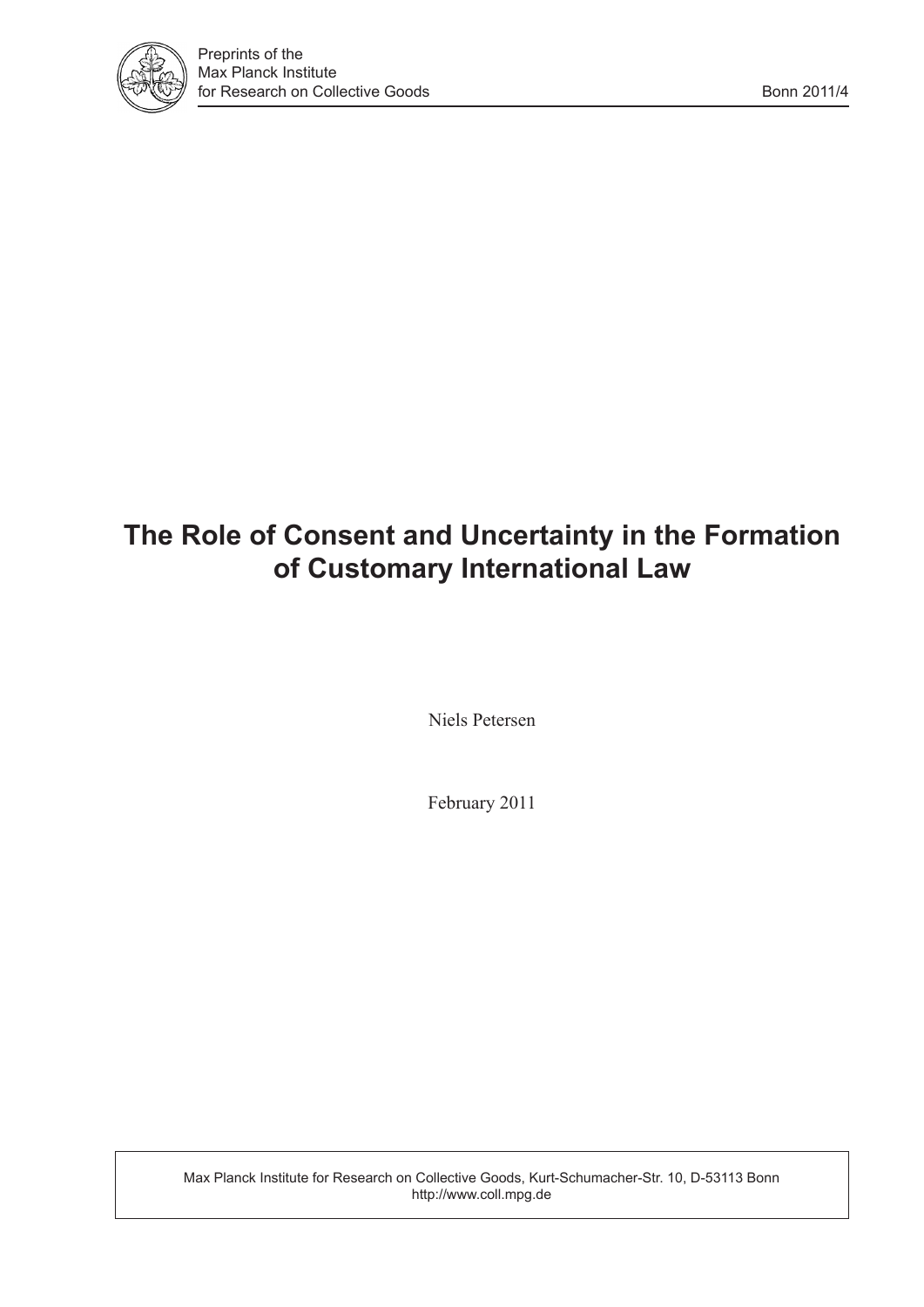Preprints of the
Max Planck Institute
for Research on Collective Goods

Bonn 2011/4

# The Role of Consent and Uncertainty in the Formation of Customary International Law

Niels Petersen

February 2011

Max Planck Institute for Research on Collective Goods, Kurt-Schumacher-Str. 10, D-53113 Bonn
http://www.coll.mpg.de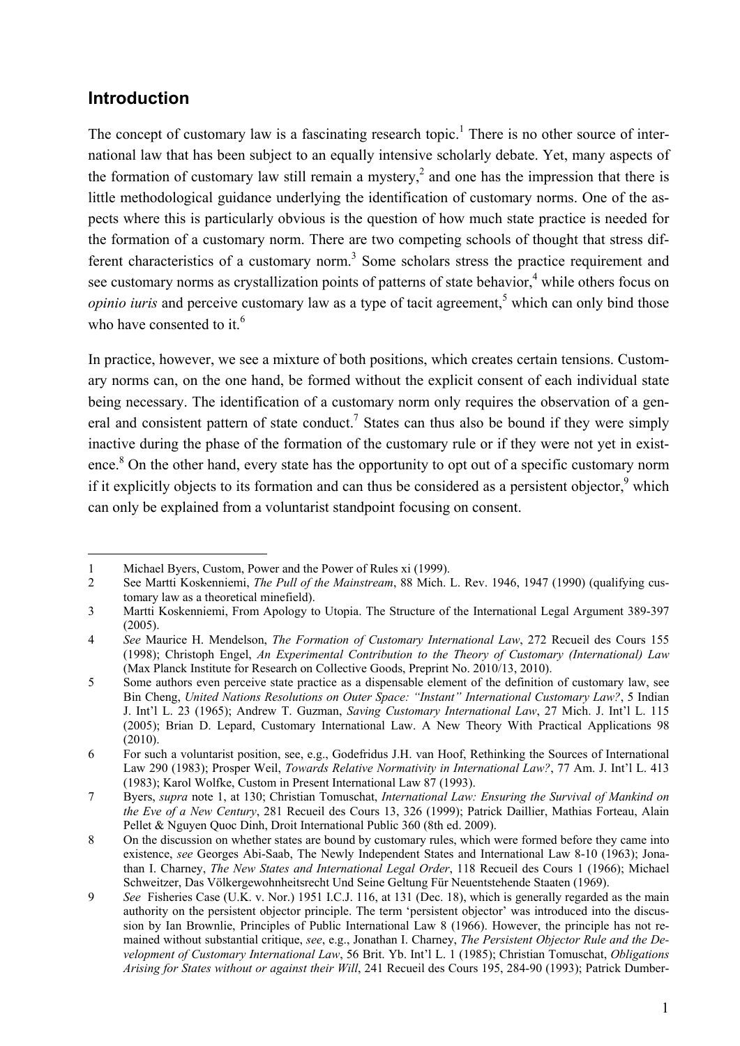## Introduction

The concept of customary law is a fascinating research topic.[1] There is no other source of international law that has been subject to an equally intensive scholarly debate. Yet, many aspects of the formation of customary law still remain a mystery,[2] and one has the impression that there is little methodological guidance underlying the identification of customary norms. One of the aspects where this is particularly obvious is the question of how much state practice is needed for the formation of a customary norm. There are two competing schools of thought that stress different characteristics of a customary norm.[3] Some scholars stress the practice requirement and see customary norms as crystallization points of patterns of state behavior,[4] while others focus on *opinio iuris* and perceive customary law as a type of tacit agreement,[5] which can only bind those who have consented to it.[6]

In practice, however, we see a mixture of both positions, which creates certain tensions. Customary norms can, on the one hand, be formed without the explicit consent of each individual state being necessary. The identification of a customary norm only requires the observation of a general and consistent pattern of state conduct.[7] States can thus also be bound if they were simply inactive during the phase of the formation of the customary rule or if they were not yet in existence.[8] On the other hand, every state has the opportunity to opt out of a specific customary norm if it explicitly objects to its formation and can thus be considered as a persistent objector,[9] which can only be explained from a voluntarist standpoint focusing on consent.

---

1 Michael Byers, Custom, Power and the Power of Rules xi (1999).

2 See Martti Koskenniemi, *The Pull of the Mainstream*, 88 Mich. L. Rev. 1946, 1947 (1990) (qualifying customary law as a theoretical minefield).

3 Martti Koskenniemi, From Apology to Utopia. The Structure of the International Legal Argument 389-397 (2005).

4 *See* Maurice H. Mendelson, *The Formation of Customary International Law*, 272 Recueil des Cours 155 (1998); Christoph Engel, *An Experimental Contribution to the Theory of Customary (International) Law* (Max Planck Institute for Research on Collective Goods, Preprint No. 2010/13, 2010).

5 Some authors even perceive state practice as a dispensable element of the definition of customary law, see Bin Cheng, *United Nations Resolutions on Outer Space: "Instant" International Customary Law?*, 5 Indian J. Int'l L. 23 (1965); Andrew T. Guzman, *Saving Customary International Law*, 27 Mich. J. Int'l L. 115 (2005); Brian D. Lepard, Customary International Law. A New Theory With Practical Applications 98 (2010).

6 For such a voluntarist position, see, e.g., Godefridus J.H. van Hoof, Rethinking the Sources of International Law 290 (1983); Prosper Weil, *Towards Relative Normativity in International Law?*, 77 Am. J. Int'l L. 413 (1983); Karol Wolfke, Custom in Present International Law 87 (1993).

7 Byers, *supra* note 1, at 130; Christian Tomuschat, *International Law: Ensuring the Survival of Mankind on the Eve of a New Century*, 281 Recueil des Cours 13, 326 (1999); Patrick Daillier, Mathias Forteau, Alain Pellet & Nguyen Quoc Dinh, Droit International Public 360 (8th ed. 2009).

8 On the discussion on whether states are bound by customary rules, which were formed before they came into existence, *see* Georges Abi-Saab, The Newly Independent States and International Law 8-10 (1963); Jonathan I. Charney, *The New States and International Legal Order*, 118 Recueil des Cours 1 (1966); Michael Schweitzer, Das Völkergewohnheitsrecht Und Seine Geltung Für Neuentstehende Staaten (1969).

9 *See* Fisheries Case (U.K. v. Nor.) 1951 I.C.J. 116, at 131 (Dec. 18), which is generally regarded as the main authority on the persistent objector principle. The term 'persistent objector' was introduced into the discussion by Ian Brownlie, Principles of Public International Law 8 (1966). However, the principle has not remained without substantial critique, *see*, e.g., Jonathan I. Charney, *The Persistent Objector Rule and the Development of Customary International Law*, 56 Brit. Yb. Int'l L. 1 (1985); Christian Tomuschat, *Obligations Arising for States without or against their Will*, 241 Recueil des Cours 195, 284-90 (1993); Patrick Dumber-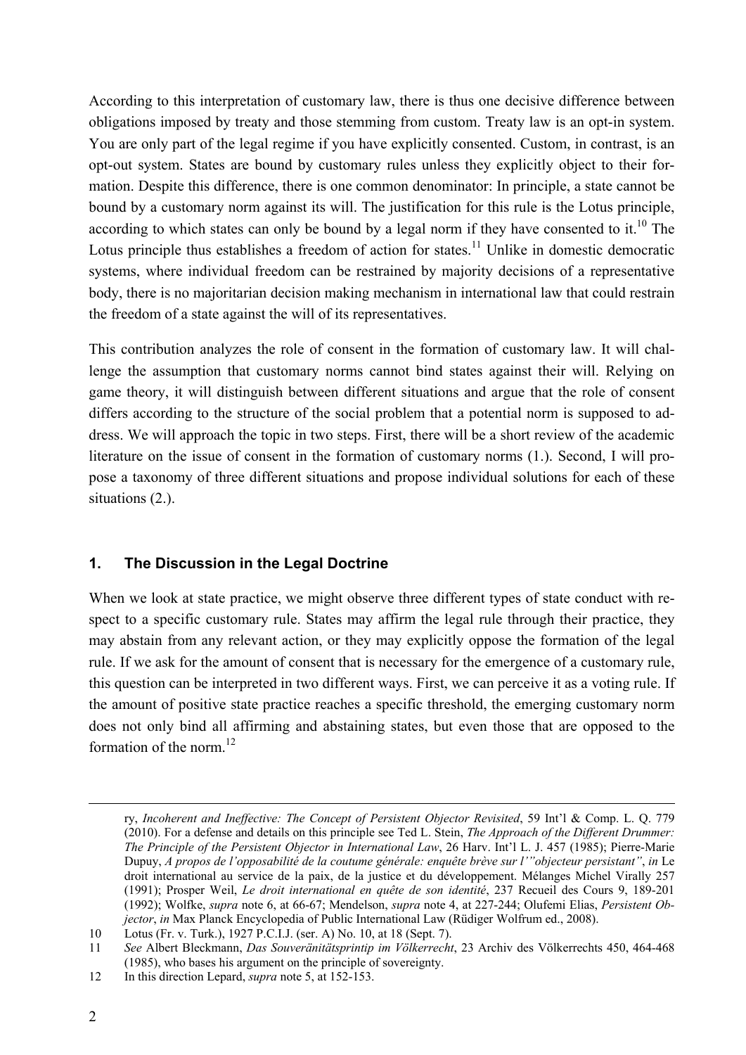According to this interpretation of customary law, there is thus one decisive difference between obligations imposed by treaty and those stemming from custom. Treaty law is an opt-in system. You are only part of the legal regime if you have explicitly consented. Custom, in contrast, is an opt-out system. States are bound by customary rules unless they explicitly object to their formation. Despite this difference, there is one common denominator: In principle, a state cannot be bound by a customary norm against its will. The justification for this rule is the Lotus principle, according to which states can only be bound by a legal norm if they have consented to it.[10] The Lotus principle thus establishes a freedom of action for states.[11] Unlike in domestic democratic systems, where individual freedom can be restrained by majority decisions of a representative body, there is no majoritarian decision making mechanism in international law that could restrain the freedom of a state against the will of its representatives.

This contribution analyzes the role of consent in the formation of customary law. It will challenge the assumption that customary norms cannot bind states against their will. Relying on game theory, it will distinguish between different situations and argue that the role of consent differs according to the structure of the social problem that a potential norm is supposed to address. We will approach the topic in two steps. First, there will be a short review of the academic literature on the issue of consent in the formation of customary norms (1.). Second, I will propose a taxonomy of three different situations and propose individual solutions for each of these situations (2.).

## 1. The Discussion in the Legal Doctrine

When we look at state practice, we might observe three different types of state conduct with respect to a specific customary rule. States may affirm the legal rule through their practice, they may abstain from any relevant action, or they may explicitly oppose the formation of the legal rule. If we ask for the amount of consent that is necessary for the emergence of a customary rule, this question can be interpreted in two different ways. First, we can perceive it as a voting rule. If the amount of positive state practice reaches a specific threshold, the emerging customary norm does not only bind all affirming and abstaining states, but even those that are opposed to the formation of the norm.[12]

---

ry, *Incoherent and Ineffective: The Concept of Persistent Objector Revisited*, 59 Int'l & Comp. L. Q. 779 (2010). For a defense and details on this principle see Ted L. Stein, *The Approach of the Different Drummer: The Principle of the Persistent Objector in International Law*, 26 Harv. Int'l L. J. 457 (1985); Pierre-Marie Dupuy, *A propos de l'opposabilité de la coutume générale: enquête brève sur l'"objecteur persistant"*, *in* Le droit international au service de la paix, de la justice et du développement. Mélanges Michel Virally 257 (1991); Prosper Weil, *Le droit international en quête de son identité*, 237 Recueil des Cours 9, 189-201 (1992); Wolfke, *supra* note 6, at 66-67; Mendelson, *supra* note 4, at 227-244; Olufemi Elias, *Persistent Objector*, *in* Max Planck Encyclopedia of Public International Law (Rüdiger Wolfrum ed., 2008).

10 Lotus (Fr. v. Turk.), 1927 P.C.I.J. (ser. A) No. 10, at 18 (Sept. 7).

11 *See* Albert Bleckmann, *Das Souveränitätsprintip im Völkerrecht*, 23 Archiv des Völkerrechts 450, 464-468 (1985), who bases his argument on the principle of sovereignty.

12 In this direction Lepard, *supra* note 5, at 152-153.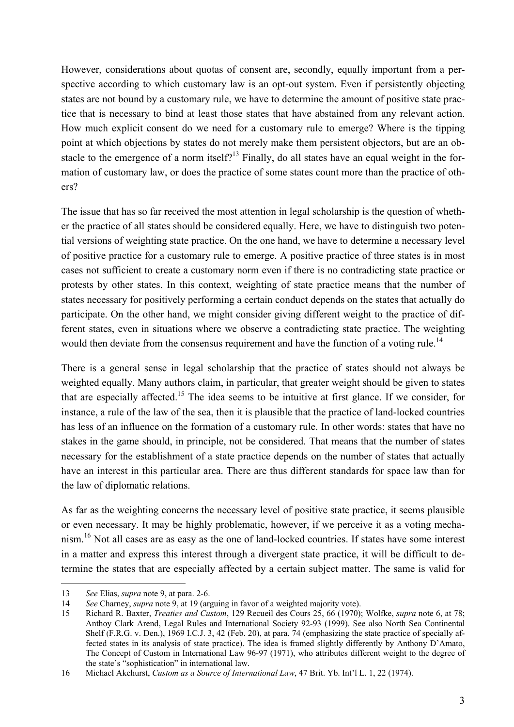However, considerations about quotas of consent are, secondly, equally important from a perspective according to which customary law is an opt-out system. Even if persistently objecting states are not bound by a customary rule, we have to determine the amount of positive state practice that is necessary to bind at least those states that have abstained from any relevant action. How much explicit consent do we need for a customary rule to emerge? Where is the tipping point at which objections by states do not merely make them persistent objectors, but are an obstacle to the emergence of a norm itself?[13] Finally, do all states have an equal weight in the formation of customary law, or does the practice of some states count more than the practice of others?

The issue that has so far received the most attention in legal scholarship is the question of whether the practice of all states should be considered equally. Here, we have to distinguish two potential versions of weighting state practice. On the one hand, we have to determine a necessary level of positive practice for a customary rule to emerge. A positive practice of three states is in most cases not sufficient to create a customary norm even if there is no contradicting state practice or protests by other states. In this context, weighting of state practice means that the number of states necessary for positively performing a certain conduct depends on the states that actually do participate. On the other hand, we might consider giving different weight to the practice of different states, even in situations where we observe a contradicting state practice. The weighting would then deviate from the consensus requirement and have the function of a voting rule.[14]

There is a general sense in legal scholarship that the practice of states should not always be weighted equally. Many authors claim, in particular, that greater weight should be given to states that are especially affected.[15] The idea seems to be intuitive at first glance. If we consider, for instance, a rule of the law of the sea, then it is plausible that the practice of land-locked countries has less of an influence on the formation of a customary rule. In other words: states that have no stakes in the game should, in principle, not be considered. That means that the number of states necessary for the establishment of a state practice depends on the number of states that actually have an interest in this particular area. There are thus different standards for space law than for the law of diplomatic relations.

As far as the weighting concerns the necessary level of positive state practice, it seems plausible or even necessary. It may be highly problematic, however, if we perceive it as a voting mechanism.[16] Not all cases are as easy as the one of land-locked countries. If states have some interest in a matter and express this interest through a divergent state practice, it will be difficult to determine the states that are especially affected by a certain subject matter. The same is valid for

---

13 *See* Elias, *supra* note 9, at para. 2-6.

14 *See* Charney, *supra* note 9, at 19 (arguing in favor of a weighted majority vote).

15 Richard R. Baxter, *Treaties and Custom*, 129 Recueil des Cours 25, 66 (1970); Wolfke, *supra* note 6, at 78; Anthoy Clark Arend, Legal Rules and International Society 92-93 (1999). See also North Sea Continental Shelf (F.R.G. v. Den.), 1969 I.C.J. 3, 42 (Feb. 20), at para. 74 (emphasizing the state practice of specially affected states in its analysis of state practice). The idea is framed slightly differently by Anthony D'Amato, The Concept of Custom in International Law 96-97 (1971), who attributes different weight to the degree of the state's "sophistication" in international law.

16 Michael Akehurst, *Custom as a Source of International Law*, 47 Brit. Yb. Int'l L. 1, 22 (1974).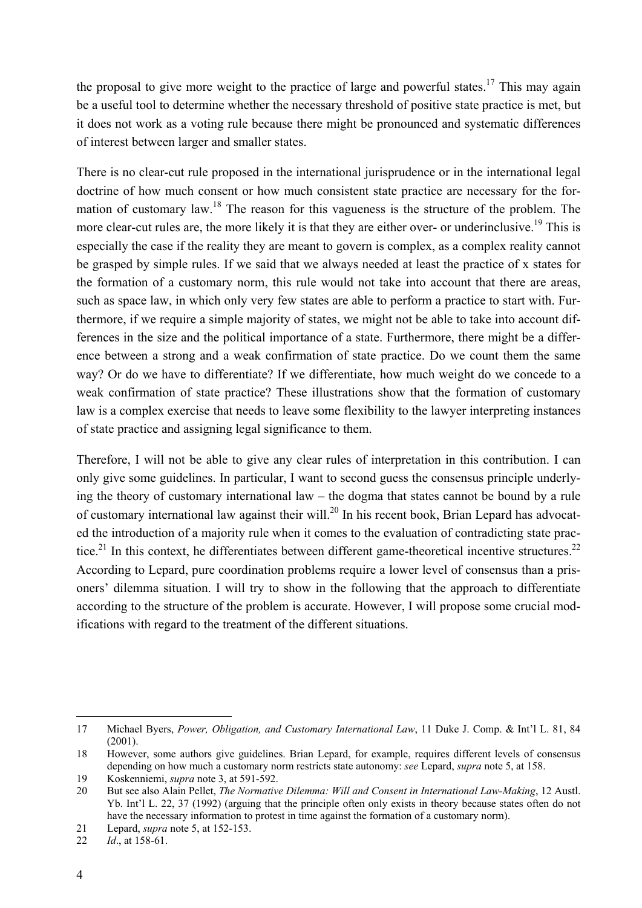the proposal to give more weight to the practice of large and powerful states.[17] This may again be a useful tool to determine whether the necessary threshold of positive state practice is met, but it does not work as a voting rule because there might be pronounced and systematic differences of interest between larger and smaller states.

There is no clear-cut rule proposed in the international jurisprudence or in the international legal doctrine of how much consent or how much consistent state practice are necessary for the formation of customary law.[18] The reason for this vagueness is the structure of the problem. The more clear-cut rules are, the more likely it is that they are either over- or underinclusive.[19] This is especially the case if the reality they are meant to govern is complex, as a complex reality cannot be grasped by simple rules. If we said that we always needed at least the practice of x states for the formation of a customary norm, this rule would not take into account that there are areas, such as space law, in which only very few states are able to perform a practice to start with. Furthermore, if we require a simple majority of states, we might not be able to take into account differences in the size and the political importance of a state. Furthermore, there might be a difference between a strong and a weak confirmation of state practice. Do we count them the same way? Or do we have to differentiate? If we differentiate, how much weight do we concede to a weak confirmation of state practice? These illustrations show that the formation of customary law is a complex exercise that needs to leave some flexibility to the lawyer interpreting instances of state practice and assigning legal significance to them.

Therefore, I will not be able to give any clear rules of interpretation in this contribution. I can only give some guidelines. In particular, I want to second guess the consensus principle underlying the theory of customary international law – the dogma that states cannot be bound by a rule of customary international law against their will.[20] In his recent book, Brian Lepard has advocated the introduction of a majority rule when it comes to the evaluation of contradicting state practice.[21] In this context, he differentiates between different game-theoretical incentive structures.[22] According to Lepard, pure coordination problems require a lower level of consensus than a prisoners' dilemma situation. I will try to show in the following that the approach to differentiate according to the structure of the problem is accurate. However, I will propose some crucial modifications with regard to the treatment of the different situations.

---

17 Michael Byers, *Power, Obligation, and Customary International Law*, 11 Duke J. Comp. & Int'l L. 81, 84 (2001).

18 However, some authors give guidelines. Brian Lepard, for example, requires different levels of consensus depending on how much a customary norm restricts state autonomy: *see* Lepard, *supra* note 5, at 158.

19 Koskenniemi, *supra* note 3, at 591-592.

20 But see also Alain Pellet, *The Normative Dilemma: Will and Consent in International Law-Making*, 12 Austl. Yb. Int'l L. 22, 37 (1992) (arguing that the principle often only exists in theory because states often do not have the necessary information to protest in time against the formation of a customary norm).

21 Lepard, *supra* note 5, at 152-153.

22 *Id*., at 158-61.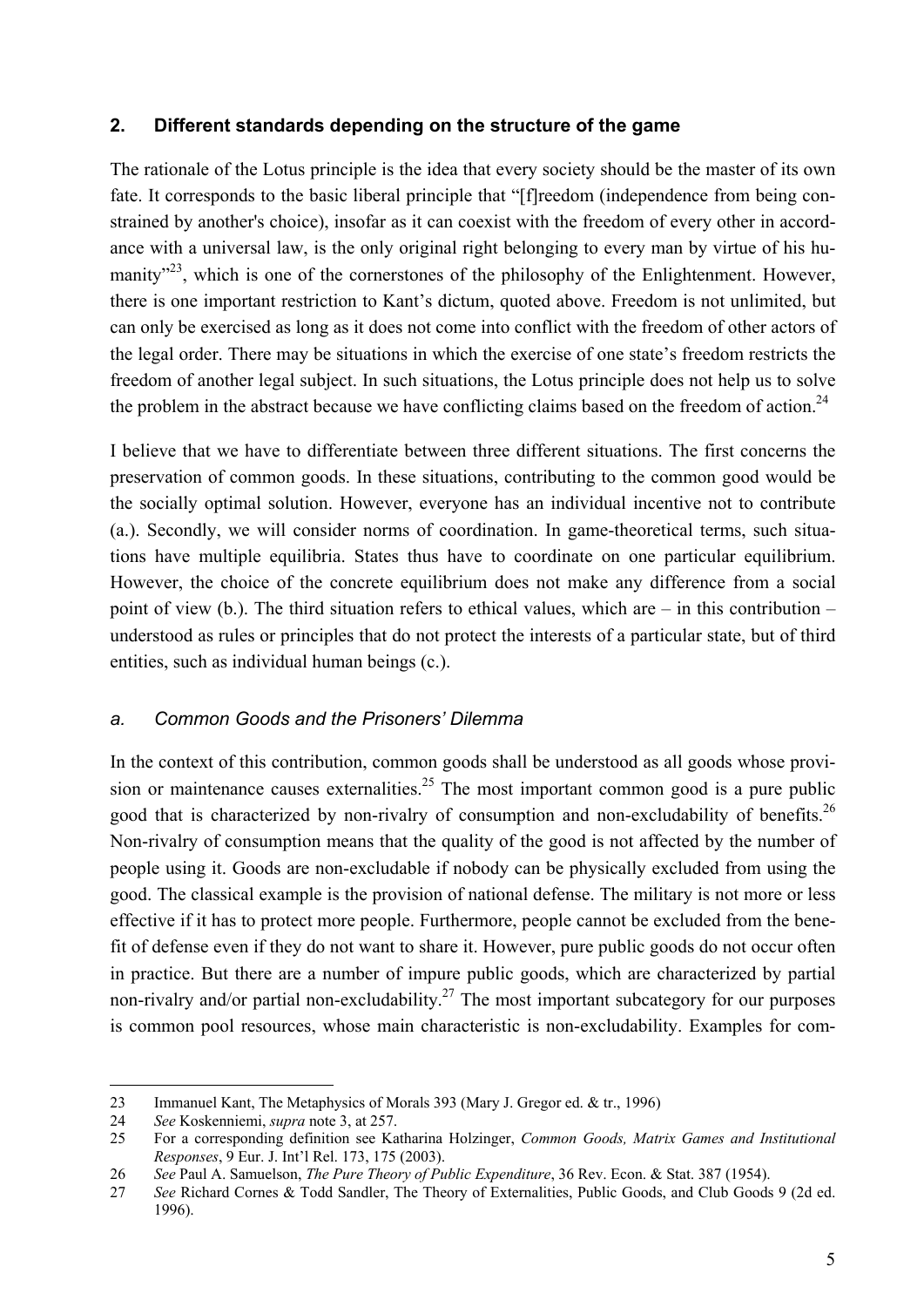## 2. Different standards depending on the structure of the game

The rationale of the Lotus principle is the idea that every society should be the master of its own fate. It corresponds to the basic liberal principle that "[f]reedom (independence from being constrained by another's choice), insofar as it can coexist with the freedom of every other in accordance with a universal law, is the only original right belonging to every man by virtue of his humanity"[23], which is one of the cornerstones of the philosophy of the Enlightenment. However, there is one important restriction to Kant's dictum, quoted above. Freedom is not unlimited, but can only be exercised as long as it does not come into conflict with the freedom of other actors of the legal order. There may be situations in which the exercise of one state's freedom restricts the freedom of another legal subject. In such situations, the Lotus principle does not help us to solve the problem in the abstract because we have conflicting claims based on the freedom of action.[24]

I believe that we have to differentiate between three different situations. The first concerns the preservation of common goods. In these situations, contributing to the common good would be the socially optimal solution. However, everyone has an individual incentive not to contribute (a.). Secondly, we will consider norms of coordination. In game-theoretical terms, such situations have multiple equilibria. States thus have to coordinate on one particular equilibrium. However, the choice of the concrete equilibrium does not make any difference from a social point of view (b.). The third situation refers to ethical values, which are – in this contribution – understood as rules or principles that do not protect the interests of a particular state, but of third entities, such as individual human beings (c.).

### *a. Common Goods and the Prisoners' Dilemma*

In the context of this contribution, common goods shall be understood as all goods whose provision or maintenance causes externalities.[25] The most important common good is a pure public good that is characterized by non-rivalry of consumption and non-excludability of benefits.[26] Non-rivalry of consumption means that the quality of the good is not affected by the number of people using it. Goods are non-excludable if nobody can be physically excluded from using the good. The classical example is the provision of national defense. The military is not more or less effective if it has to protect more people. Furthermore, people cannot be excluded from the benefit of defense even if they do not want to share it. However, pure public goods do not occur often in practice. But there are a number of impure public goods, which are characterized by partial non-rivalry and/or partial non-excludability.[27] The most important subcategory for our purposes is common pool resources, whose main characteristic is non-excludability. Examples for com-

---

23 Immanuel Kant, The Metaphysics of Morals 393 (Mary J. Gregor ed. & tr., 1996)

24 *See* Koskenniemi, *supra* note 3, at 257.

25 For a corresponding definition see Katharina Holzinger, *Common Goods, Matrix Games and Institutional Responses*, 9 Eur. J. Int'l Rel. 173, 175 (2003).

26 *See* Paul A. Samuelson, *The Pure Theory of Public Expenditure*, 36 Rev. Econ. & Stat. 387 (1954).

27 *See* Richard Cornes & Todd Sandler, The Theory of Externalities, Public Goods, and Club Goods 9 (2d ed. 1996).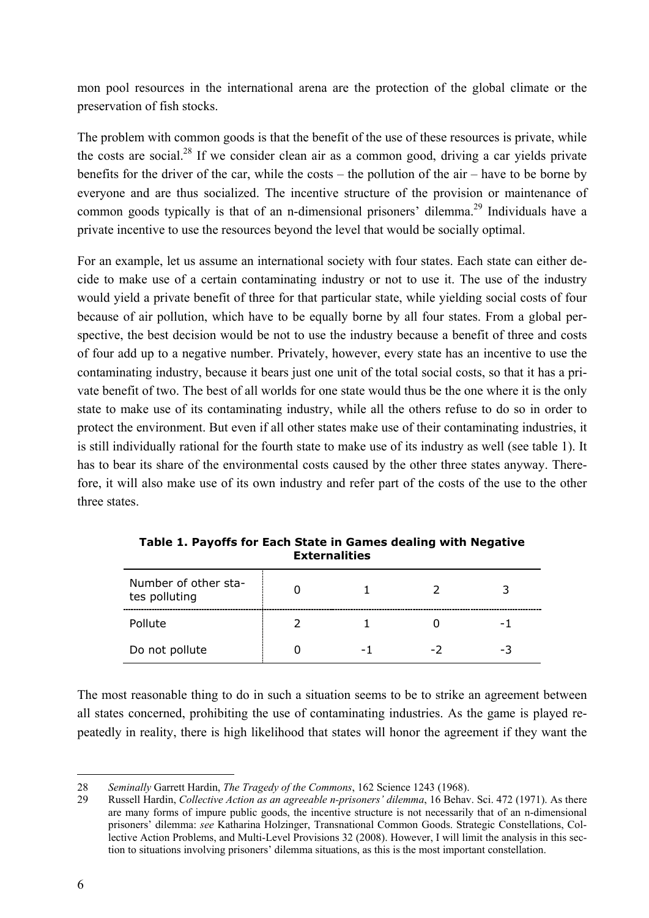mon pool resources in the international arena are the protection of the global climate or the preservation of fish stocks.

The problem with common goods is that the benefit of the use of these resources is private, while the costs are social.[28] If we consider clean air as a common good, driving a car yields private benefits for the driver of the car, while the costs – the pollution of the air – have to be borne by everyone and are thus socialized. The incentive structure of the provision or maintenance of common goods typically is that of an n-dimensional prisoners' dilemma.[29] Individuals have a private incentive to use the resources beyond the level that would be socially optimal.

For an example, let us assume an international society with four states. Each state can either decide to make use of a certain contaminating industry or not to use it. The use of the industry would yield a private benefit of three for that particular state, while yielding social costs of four because of air pollution, which have to be equally borne by all four states. From a global perspective, the best decision would be not to use the industry because a benefit of three and costs of four add up to a negative number. Privately, however, every state has an incentive to use the contaminating industry, because it bears just one unit of the total social costs, so that it has a private benefit of two. The best of all worlds for one state would thus be the one where it is the only state to make use of its contaminating industry, while all the others refuse to do so in order to protect the environment. But even if all other states make use of their contaminating industries, it is still individually rational for the fourth state to make use of its industry as well (see table 1). It has to bear its share of the environmental costs caused by the other three states anyway. Therefore, it will also make use of its own industry and refer part of the costs of the use to the other three states.

**Table 1. Payoffs for Each State in Games dealing with Negative Externalities**

| Number of other states polluting | 0 | 1 | 2 | 3 |
|---|---|---|---|---|
| Pollute | 2 | 1 | 0 | -1 |
| Do not pollute | 0 | -1 | -2 | -3 |

The most reasonable thing to do in such a situation seems to be to strike an agreement between all states concerned, prohibiting the use of contaminating industries. As the game is played repeatedly in reality, there is high likelihood that states will honor the agreement if they want the

---

28 *Seminally* Garrett Hardin, *The Tragedy of the Commons*, 162 Science 1243 (1968).

29 Russell Hardin, *Collective Action as an agreeable n-prisoners' dilemma*, 16 Behav. Sci. 472 (1971). As there are many forms of impure public goods, the incentive structure is not necessarily that of an n-dimensional prisoners' dilemma: *see* Katharina Holzinger, Transnational Common Goods. Strategic Constellations, Collective Action Problems, and Multi-Level Provisions 32 (2008). However, I will limit the analysis in this section to situations involving prisoners' dilemma situations, as this is the most important constellation.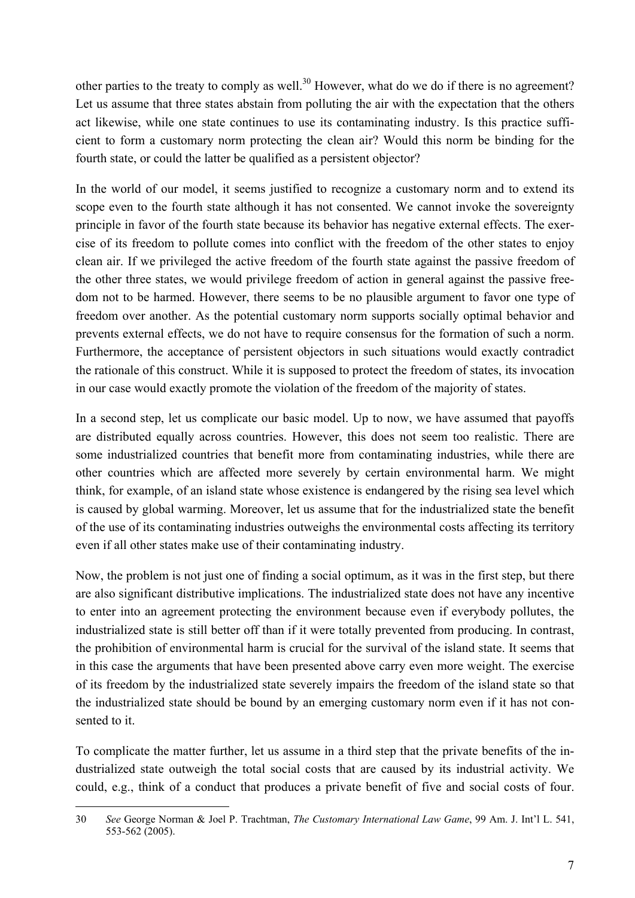other parties to the treaty to comply as well.[30] However, what do we do if there is no agreement? Let us assume that three states abstain from polluting the air with the expectation that the others act likewise, while one state continues to use its contaminating industry. Is this practice sufficient to form a customary norm protecting the clean air? Would this norm be binding for the fourth state, or could the latter be qualified as a persistent objector?

In the world of our model, it seems justified to recognize a customary norm and to extend its scope even to the fourth state although it has not consented. We cannot invoke the sovereignty principle in favor of the fourth state because its behavior has negative external effects. The exercise of its freedom to pollute comes into conflict with the freedom of the other states to enjoy clean air. If we privileged the active freedom of the fourth state against the passive freedom of the other three states, we would privilege freedom of action in general against the passive freedom not to be harmed. However, there seems to be no plausible argument to favor one type of freedom over another. As the potential customary norm supports socially optimal behavior and prevents external effects, we do not have to require consensus for the formation of such a norm. Furthermore, the acceptance of persistent objectors in such situations would exactly contradict the rationale of this construct. While it is supposed to protect the freedom of states, its invocation in our case would exactly promote the violation of the freedom of the majority of states.

In a second step, let us complicate our basic model. Up to now, we have assumed that payoffs are distributed equally across countries. However, this does not seem too realistic. There are some industrialized countries that benefit more from contaminating industries, while there are other countries which are affected more severely by certain environmental harm. We might think, for example, of an island state whose existence is endangered by the rising sea level which is caused by global warming. Moreover, let us assume that for the industrialized state the benefit of the use of its contaminating industries outweighs the environmental costs affecting its territory even if all other states make use of their contaminating industry.

Now, the problem is not just one of finding a social optimum, as it was in the first step, but there are also significant distributive implications. The industrialized state does not have any incentive to enter into an agreement protecting the environment because even if everybody pollutes, the industrialized state is still better off than if it were totally prevented from producing. In contrast, the prohibition of environmental harm is crucial for the survival of the island state. It seems that in this case the arguments that have been presented above carry even more weight. The exercise of its freedom by the industrialized state severely impairs the freedom of the island state so that the industrialized state should be bound by an emerging customary norm even if it has not consented to it.

To complicate the matter further, let us assume in a third step that the private benefits of the industrialized state outweigh the total social costs that are caused by its industrial activity. We could, e.g., think of a conduct that produces a private benefit of five and social costs of four.

---

30 *See* George Norman & Joel P. Trachtman, *The Customary International Law Game*, 99 Am. J. Int'l L. 541, 553-562 (2005).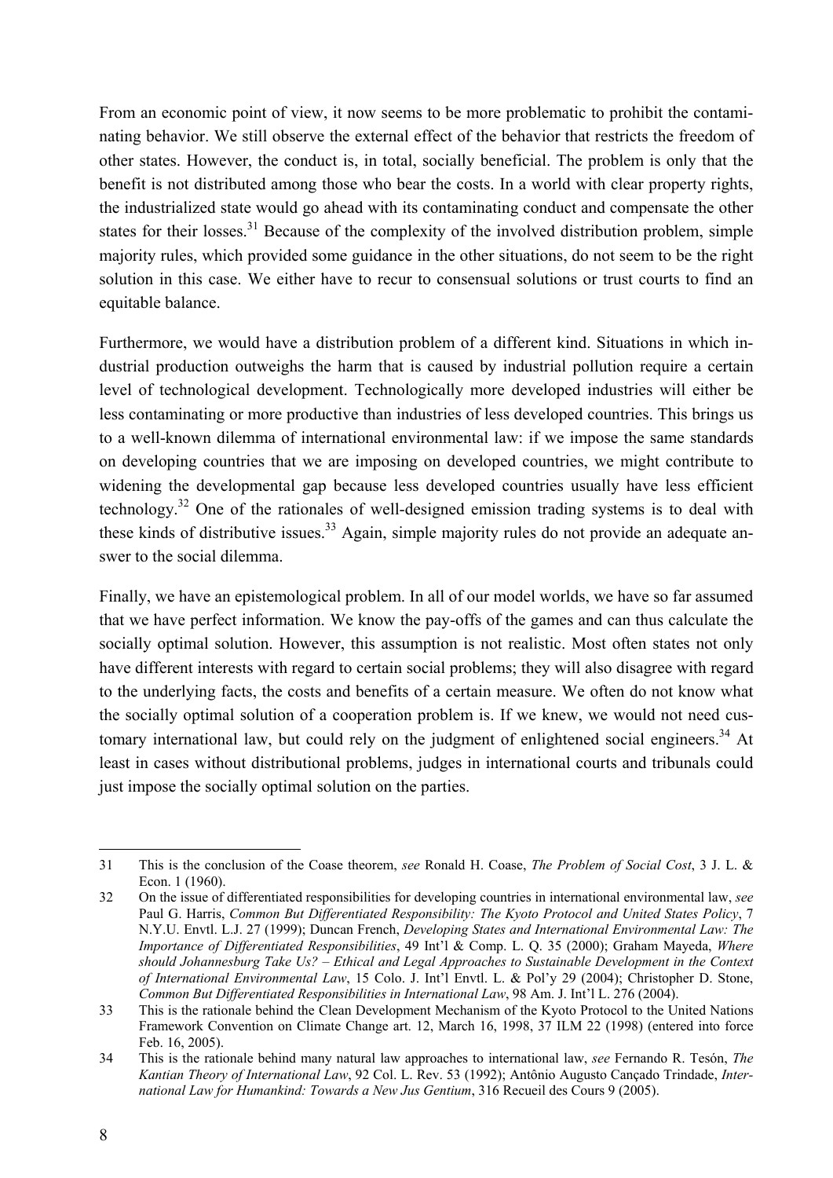From an economic point of view, it now seems to be more problematic to prohibit the contaminating behavior. We still observe the external effect of the behavior that restricts the freedom of other states. However, the conduct is, in total, socially beneficial. The problem is only that the benefit is not distributed among those who bear the costs. In a world with clear property rights, the industrialized state would go ahead with its contaminating conduct and compensate the other states for their losses.[31] Because of the complexity of the involved distribution problem, simple majority rules, which provided some guidance in the other situations, do not seem to be the right solution in this case. We either have to recur to consensual solutions or trust courts to find an equitable balance.

Furthermore, we would have a distribution problem of a different kind. Situations in which industrial production outweighs the harm that is caused by industrial pollution require a certain level of technological development. Technologically more developed industries will either be less contaminating or more productive than industries of less developed countries. This brings us to a well-known dilemma of international environmental law: if we impose the same standards on developing countries that we are imposing on developed countries, we might contribute to widening the developmental gap because less developed countries usually have less efficient technology.[32] One of the rationales of well-designed emission trading systems is to deal with these kinds of distributive issues.[33] Again, simple majority rules do not provide an adequate answer to the social dilemma.

Finally, we have an epistemological problem. In all of our model worlds, we have so far assumed that we have perfect information. We know the pay-offs of the games and can thus calculate the socially optimal solution. However, this assumption is not realistic. Most often states not only have different interests with regard to certain social problems; they will also disagree with regard to the underlying facts, the costs and benefits of a certain measure. We often do not know what the socially optimal solution of a cooperation problem is. If we knew, we would not need customary international law, but could rely on the judgment of enlightened social engineers.[34] At least in cases without distributional problems, judges in international courts and tribunals could just impose the socially optimal solution on the parties.

---

31 This is the conclusion of the Coase theorem, *see* Ronald H. Coase, *The Problem of Social Cost*, 3 J. L. & Econ. 1 (1960).

32 On the issue of differentiated responsibilities for developing countries in international environmental law, *see* Paul G. Harris, *Common But Differentiated Responsibility: The Kyoto Protocol and United States Policy*, 7 N.Y.U. Envtl. L.J. 27 (1999); Duncan French, *Developing States and International Environmental Law: The Importance of Differentiated Responsibilities*, 49 Int'l & Comp. L. Q. 35 (2000); Graham Mayeda, *Where should Johannesburg Take Us? – Ethical and Legal Approaches to Sustainable Development in the Context of International Environmental Law*, 15 Colo. J. Int'l Envtl. L. & Pol'y 29 (2004); Christopher D. Stone, *Common But Differentiated Responsibilities in International Law*, 98 Am. J. Int'l L. 276 (2004).

33 This is the rationale behind the Clean Development Mechanism of the Kyoto Protocol to the United Nations Framework Convention on Climate Change art. 12, March 16, 1998, 37 ILM 22 (1998) (entered into force Feb. 16, 2005).

34 This is the rationale behind many natural law approaches to international law, *see* Fernando R. Tesón, *The Kantian Theory of International Law*, 92 Col. L. Rev. 53 (1992); Antônio Augusto Cançado Trindade, *International Law for Humankind: Towards a New Jus Gentium*, 316 Recueil des Cours 9 (2005).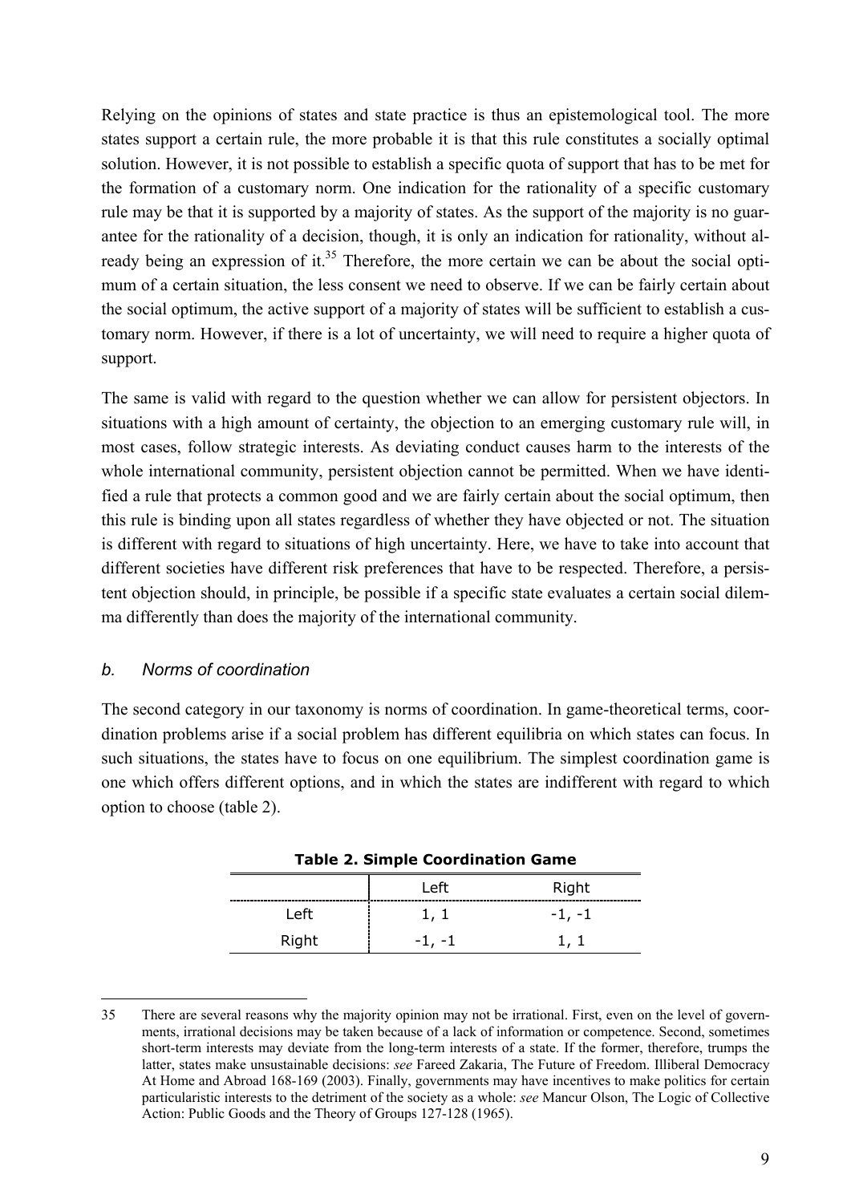Relying on the opinions of states and state practice is thus an epistemological tool. The more states support a certain rule, the more probable it is that this rule constitutes a socially optimal solution. However, it is not possible to establish a specific quota of support that has to be met for the formation of a customary norm. One indication for the rationality of a specific customary rule may be that it is supported by a majority of states. As the support of the majority is no guarantee for the rationality of a decision, though, it is only an indication for rationality, without already being an expression of it.[35] Therefore, the more certain we can be about the social optimum of a certain situation, the less consent we need to observe. If we can be fairly certain about the social optimum, the active support of a majority of states will be sufficient to establish a customary norm. However, if there is a lot of uncertainty, we will need to require a higher quota of support.

The same is valid with regard to the question whether we can allow for persistent objectors. In situations with a high amount of certainty, the objection to an emerging customary rule will, in most cases, follow strategic interests. As deviating conduct causes harm to the interests of the whole international community, persistent objection cannot be permitted. When we have identified a rule that protects a common good and we are fairly certain about the social optimum, then this rule is binding upon all states regardless of whether they have objected or not. The situation is different with regard to situations of high uncertainty. Here, we have to take into account that different societies have different risk preferences that have to be respected. Therefore, a persistent objection should, in principle, be possible if a specific state evaluates a certain social dilemma differently than does the majority of the international community.

### *b. Norms of coordination*

The second category in our taxonomy is norms of coordination. In game-theoretical terms, coordination problems arise if a social problem has different equilibria on which states can focus. In such situations, the states have to focus on one equilibrium. The simplest coordination game is one which offers different options, and in which the states are indifferent with regard to which option to choose (table 2).

**Table 2. Simple Coordination Game**

| | Left | Right |
|---|---|---|
| Left | 1, 1 | -1, -1 |
| Right | -1, -1 | 1, 1 |

35 There are several reasons why the majority opinion may not be irrational. First, even on the level of governments, irrational decisions may be taken because of a lack of information or competence. Second, sometimes short-term interests may deviate from the long-term interests of a state. If the former, therefore, trumps the latter, states make unsustainable decisions: *see* Fareed Zakaria, The Future of Freedom. Illiberal Democracy At Home and Abroad 168-169 (2003). Finally, governments may have incentives to make politics for certain particularistic interests to the detriment of the society as a whole: *see* Mancur Olson, The Logic of Collective Action: Public Goods and the Theory of Groups 127-128 (1965).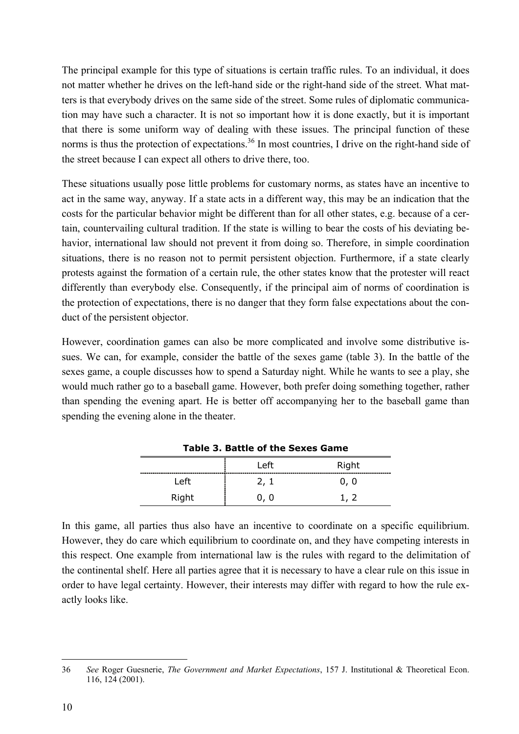The principal example for this type of situations is certain traffic rules. To an individual, it does not matter whether he drives on the left-hand side or the right-hand side of the street. What matters is that everybody drives on the same side of the street. Some rules of diplomatic communication may have such a character. It is not so important how it is done exactly, but it is important that there is some uniform way of dealing with these issues. The principal function of these norms is thus the protection of expectations.[36] In most countries, I drive on the right-hand side of the street because I can expect all others to drive there, too.

These situations usually pose little problems for customary norms, as states have an incentive to act in the same way, anyway. If a state acts in a different way, this may be an indication that the costs for the particular behavior might be different than for all other states, e.g. because of a certain, countervailing cultural tradition. If the state is willing to bear the costs of his deviating behavior, international law should not prevent it from doing so. Therefore, in simple coordination situations, there is no reason not to permit persistent objection. Furthermore, if a state clearly protests against the formation of a certain rule, the other states know that the protester will react differently than everybody else. Consequently, if the principal aim of norms of coordination is the protection of expectations, there is no danger that they form false expectations about the conduct of the persistent objector.

However, coordination games can also be more complicated and involve some distributive issues. We can, for example, consider the battle of the sexes game (table 3). In the battle of the sexes game, a couple discusses how to spend a Saturday night. While he wants to see a play, she would much rather go to a baseball game. However, both prefer doing something together, rather than spending the evening apart. He is better off accompanying her to the baseball game than spending the evening alone in the theater.

**Table 3. Battle of the Sexes Game**

| | Left | Right |
|---|---|---|
| Left | 2, 1 | 0, 0 |
| Right | 0, 0 | 1, 2 |

In this game, all parties thus also have an incentive to coordinate on a specific equilibrium. However, they do care which equilibrium to coordinate on, and they have competing interests in this respect. One example from international law is the rules with regard to the delimitation of the continental shelf. Here all parties agree that it is necessary to have a clear rule on this issue in order to have legal certainty. However, their interests may differ with regard to how the rule exactly looks like.

---

36 *See* Roger Guesnerie, *The Government and Market Expectations*, 157 J. Institutional & Theoretical Econ. 116, 124 (2001).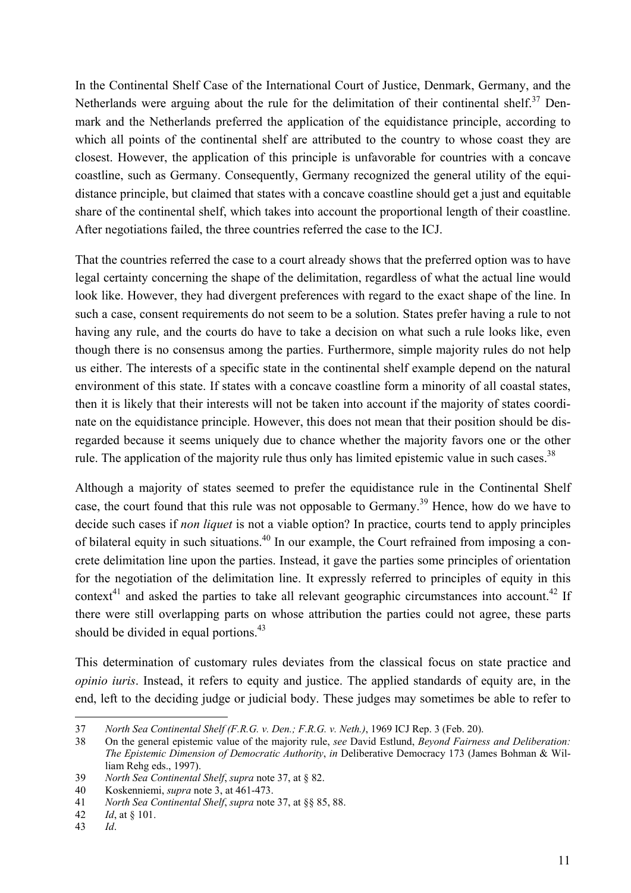In the Continental Shelf Case of the International Court of Justice, Denmark, Germany, and the Netherlands were arguing about the rule for the delimitation of their continental shelf.[37] Denmark and the Netherlands preferred the application of the equidistance principle, according to which all points of the continental shelf are attributed to the country to whose coast they are closest. However, the application of this principle is unfavorable for countries with a concave coastline, such as Germany. Consequently, Germany recognized the general utility of the equidistance principle, but claimed that states with a concave coastline should get a just and equitable share of the continental shelf, which takes into account the proportional length of their coastline. After negotiations failed, the three countries referred the case to the ICJ.

That the countries referred the case to a court already shows that the preferred option was to have legal certainty concerning the shape of the delimitation, regardless of what the actual line would look like. However, they had divergent preferences with regard to the exact shape of the line. In such a case, consent requirements do not seem to be a solution. States prefer having a rule to not having any rule, and the courts do have to take a decision on what such a rule looks like, even though there is no consensus among the parties. Furthermore, simple majority rules do not help us either. The interests of a specific state in the continental shelf example depend on the natural environment of this state. If states with a concave coastline form a minority of all coastal states, then it is likely that their interests will not be taken into account if the majority of states coordinate on the equidistance principle. However, this does not mean that their position should be disregarded because it seems uniquely due to chance whether the majority favors one or the other rule. The application of the majority rule thus only has limited epistemic value in such cases.[38]

Although a majority of states seemed to prefer the equidistance rule in the Continental Shelf case, the court found that this rule was not opposable to Germany.[39] Hence, how do we have to decide such cases if *non liquet* is not a viable option? In practice, courts tend to apply principles of bilateral equity in such situations.[40] In our example, the Court refrained from imposing a concrete delimitation line upon the parties. Instead, it gave the parties some principles of orientation for the negotiation of the delimitation line. It expressly referred to principles of equity in this context[41] and asked the parties to take all relevant geographic circumstances into account.[42] If there were still overlapping parts on whose attribution the parties could not agree, these parts should be divided in equal portions.[43]

This determination of customary rules deviates from the classical focus on state practice and *opinio iuris*. Instead, it refers to equity and justice. The applied standards of equity are, in the end, left to the deciding judge or judicial body. These judges may sometimes be able to refer to

---

37 *North Sea Continental Shelf (F.R.G. v. Den.; F.R.G. v. Neth.)*, 1969 ICJ Rep. 3 (Feb. 20).

38 On the general epistemic value of the majority rule, *see* David Estlund, *Beyond Fairness and Deliberation: The Epistemic Dimension of Democratic Authority*, *in* Deliberative Democracy 173 (James Bohman & William Rehg eds., 1997).

39 *North Sea Continental Shelf*, *supra* note 37, at § 82.

40 Koskenniemi, *supra* note 3, at 461-473.

41 *North Sea Continental Shelf*, *supra* note 37, at §§ 85, 88.

42 *Id*, at § 101.

43 *Id*.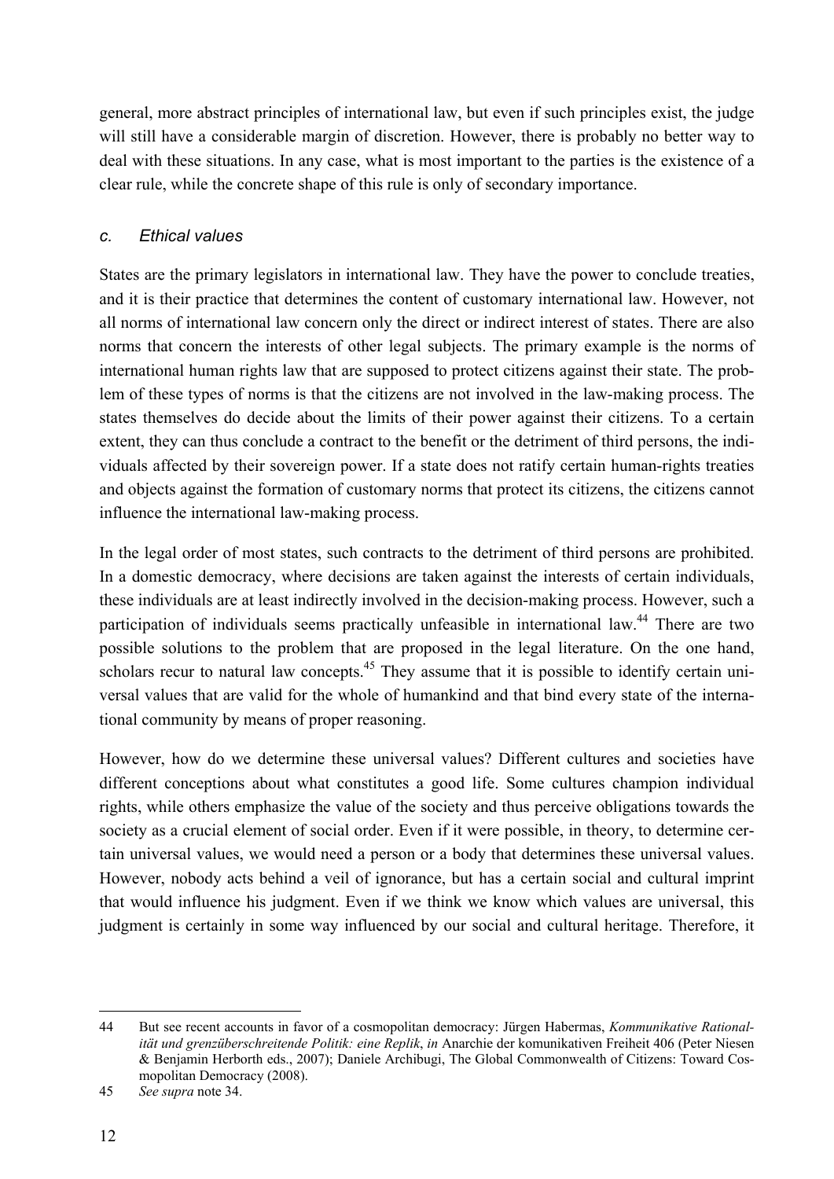general, more abstract principles of international law, but even if such principles exist, the judge will still have a considerable margin of discretion. However, there is probably no better way to deal with these situations. In any case, what is most important to the parties is the existence of a clear rule, while the concrete shape of this rule is only of secondary importance.

### *c. Ethical values*

States are the primary legislators in international law. They have the power to conclude treaties, and it is their practice that determines the content of customary international law. However, not all norms of international law concern only the direct or indirect interest of states. There are also norms that concern the interests of other legal subjects. The primary example is the norms of international human rights law that are supposed to protect citizens against their state. The problem of these types of norms is that the citizens are not involved in the law-making process. The states themselves do decide about the limits of their power against their citizens. To a certain extent, they can thus conclude a contract to the benefit or the detriment of third persons, the individuals affected by their sovereign power. If a state does not ratify certain human-rights treaties and objects against the formation of customary norms that protect its citizens, the citizens cannot influence the international law-making process.

In the legal order of most states, such contracts to the detriment of third persons are prohibited. In a domestic democracy, where decisions are taken against the interests of certain individuals, these individuals are at least indirectly involved in the decision-making process. However, such a participation of individuals seems practically unfeasible in international law.[44] There are two possible solutions to the problem that are proposed in the legal literature. On the one hand, scholars recur to natural law concepts.[45] They assume that it is possible to identify certain universal values that are valid for the whole of humankind and that bind every state of the international community by means of proper reasoning.

However, how do we determine these universal values? Different cultures and societies have different conceptions about what constitutes a good life. Some cultures champion individual rights, while others emphasize the value of the society and thus perceive obligations towards the society as a crucial element of social order. Even if it were possible, in theory, to determine certain universal values, we would need a person or a body that determines these universal values. However, nobody acts behind a veil of ignorance, but has a certain social and cultural imprint that would influence his judgment. Even if we think we know which values are universal, this judgment is certainly in some way influenced by our social and cultural heritage. Therefore, it

---

44 But see recent accounts in favor of a cosmopolitan democracy: Jürgen Habermas, *Kommunikative Rationalität und grenzüberschreitende Politik: eine Replik*, *in* Anarchie der komunikativen Freiheit 406 (Peter Niesen & Benjamin Herborth eds., 2007); Daniele Archibugi, The Global Commonwealth of Citizens: Toward Cosmopolitan Democracy (2008).

45 *See supra* note 34.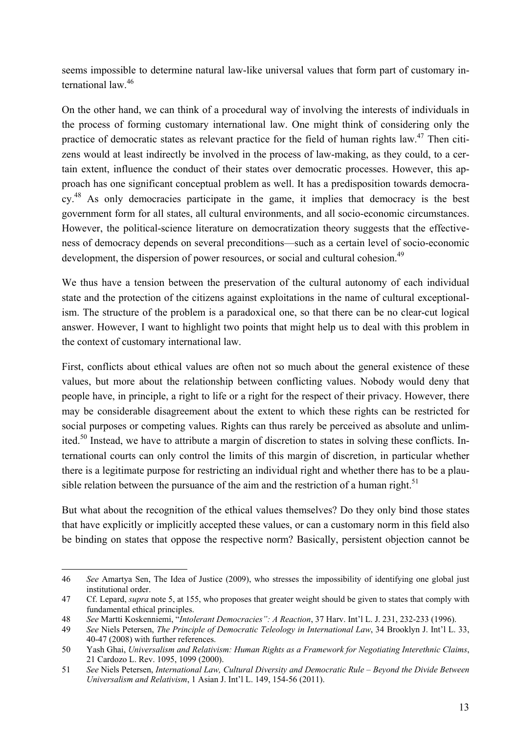seems impossible to determine natural law-like universal values that form part of customary international law.[46]

On the other hand, we can think of a procedural way of involving the interests of individuals in the process of forming customary international law. One might think of considering only the practice of democratic states as relevant practice for the field of human rights law.[47] Then citizens would at least indirectly be involved in the process of law-making, as they could, to a certain extent, influence the conduct of their states over democratic processes. However, this approach has one significant conceptual problem as well. It has a predisposition towards democracy.[48] As only democracies participate in the game, it implies that democracy is the best government form for all states, all cultural environments, and all socio-economic circumstances. However, the political-science literature on democratization theory suggests that the effectiveness of democracy depends on several preconditions—such as a certain level of socio-economic development, the dispersion of power resources, or social and cultural cohesion.[49]

We thus have a tension between the preservation of the cultural autonomy of each individual state and the protection of the citizens against exploitations in the name of cultural exceptionalism. The structure of the problem is a paradoxical one, so that there can be no clear-cut logical answer. However, I want to highlight two points that might help us to deal with this problem in the context of customary international law.

First, conflicts about ethical values are often not so much about the general existence of these values, but more about the relationship between conflicting values. Nobody would deny that people have, in principle, a right to life or a right for the respect of their privacy. However, there may be considerable disagreement about the extent to which these rights can be restricted for social purposes or competing values. Rights can thus rarely be perceived as absolute and unlimited.[50] Instead, we have to attribute a margin of discretion to states in solving these conflicts. International courts can only control the limits of this margin of discretion, in particular whether there is a legitimate purpose for restricting an individual right and whether there has to be a plausible relation between the pursuance of the aim and the restriction of a human right.[51]

But what about the recognition of the ethical values themselves? Do they only bind those states that have explicitly or implicitly accepted these values, or can a customary norm in this field also be binding on states that oppose the respective norm? Basically, persistent objection cannot be

---

46 *See* Amartya Sen, The Idea of Justice (2009), who stresses the impossibility of identifying one global just institutional order.

47 Cf. Lepard, *supra* note 5, at 155, who proposes that greater weight should be given to states that comply with fundamental ethical principles.

48 *See* Martti Koskenniemi, "*Intolerant Democracies": A Reaction*, 37 Harv. Int'l L. J. 231, 232-233 (1996).

49 *See* Niels Petersen, *The Principle of Democratic Teleology in International Law*, 34 Brooklyn J. Int'l L. 33, 40-47 (2008) with further references.

50 Yash Ghai, *Universalism and Relativism: Human Rights as a Framework for Negotiating Interethnic Claims*, 21 Cardozo L. Rev. 1095, 1099 (2000).

51 *See* Niels Petersen, *International Law, Cultural Diversity and Democratic Rule – Beyond the Divide Between Universalism and Relativism*, 1 Asian J. Int'l L. 149, 154-56 (2011).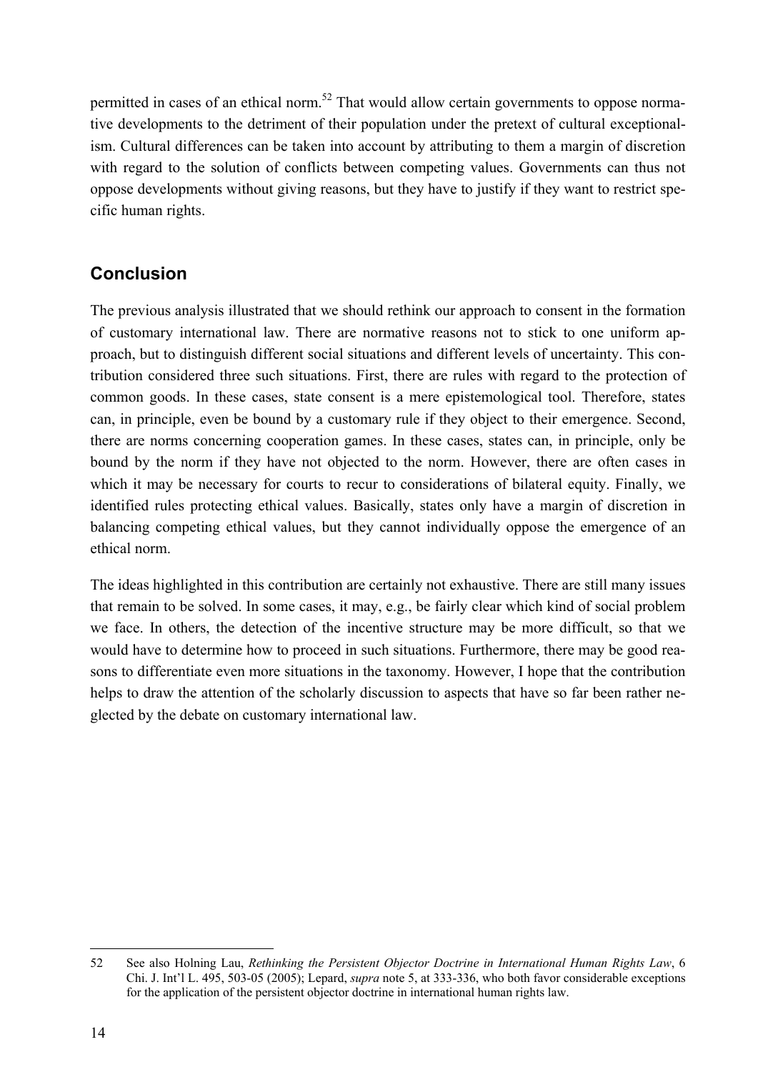permitted in cases of an ethical norm.[52] That would allow certain governments to oppose normative developments to the detriment of their population under the pretext of cultural exceptionalism. Cultural differences can be taken into account by attributing to them a margin of discretion with regard to the solution of conflicts between competing values. Governments can thus not oppose developments without giving reasons, but they have to justify if they want to restrict specific human rights.

## Conclusion

The previous analysis illustrated that we should rethink our approach to consent in the formation of customary international law. There are normative reasons not to stick to one uniform approach, but to distinguish different social situations and different levels of uncertainty. This contribution considered three such situations. First, there are rules with regard to the protection of common goods. In these cases, state consent is a mere epistemological tool. Therefore, states can, in principle, even be bound by a customary rule if they object to their emergence. Second, there are norms concerning cooperation games. In these cases, states can, in principle, only be bound by the norm if they have not objected to the norm. However, there are often cases in which it may be necessary for courts to recur to considerations of bilateral equity. Finally, we identified rules protecting ethical values. Basically, states only have a margin of discretion in balancing competing ethical values, but they cannot individually oppose the emergence of an ethical norm.

The ideas highlighted in this contribution are certainly not exhaustive. There are still many issues that remain to be solved. In some cases, it may, e.g., be fairly clear which kind of social problem we face. In others, the detection of the incentive structure may be more difficult, so that we would have to determine how to proceed in such situations. Furthermore, there may be good reasons to differentiate even more situations in the taxonomy. However, I hope that the contribution helps to draw the attention of the scholarly discussion to aspects that have so far been rather neglected by the debate on customary international law.

---

52 See also Holning Lau, *Rethinking the Persistent Objector Doctrine in International Human Rights Law*, 6 Chi. J. Int'l L. 495, 503-05 (2005); Lepard, *supra* note 5, at 333-336, who both favor considerable exceptions for the application of the persistent objector doctrine in international human rights law.